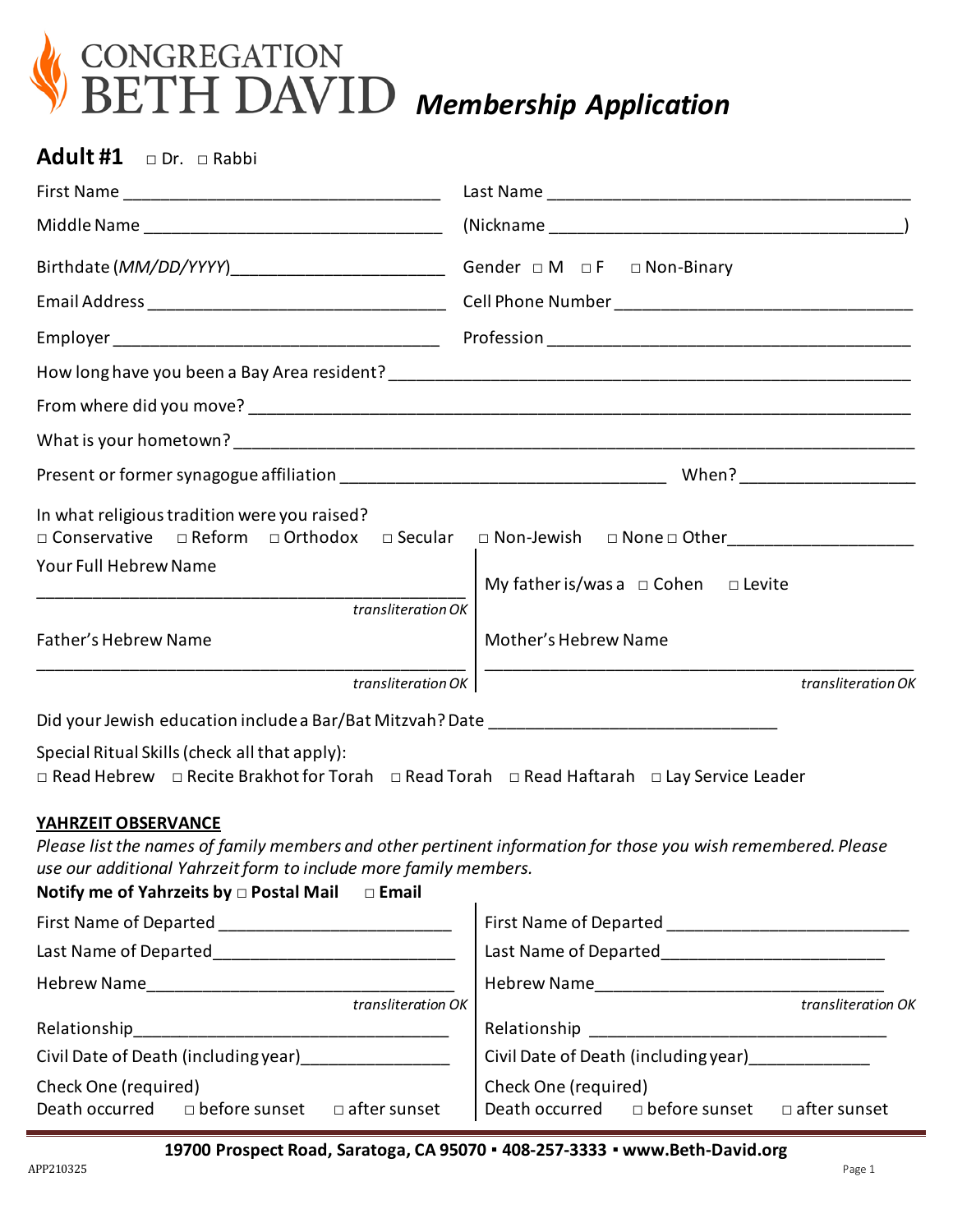# CONGREGATION BETH DAVID *Membership Application*

## Adult #1 □ Dr. □ Rabbi

First Name ________________________________ Last Name ____________________________________

Middle Name _______________________________ (Nickname ___________________________________)

Birthdate (*MM/DD/YYYY*)______________________ Gender □ M □ F □ Non-Binary

Email Address ______________________________ Cell Phone Number ____________________________

Employer __________________________________ Profession ___________________________________

How long have you been a Bay Area resident? ________________________________________________

From where did you move? _________________________________________________________________

What is your hometown? ___________________________________________________________________

Present or former synagogue affiliation _________________________________ When? __________________

In what religious tradition were you raised?
□ Conservative □ Reform □ Orthodox □ Secular □ Non-Jewish □ None □ Other__________________

Your Full Hebrew Name
_____________________________________________
*transliteration OK*

My father is/was a □ Cohen □ Levite

Father's Hebrew Name
_____________________________________________
*transliteration OK*

Mother's Hebrew Name
_____________________________________________
*transliteration OK*

Did your Jewish education include a Bar/Bat Mitzvah? Date _____________________________

Special Ritual Skills (check all that apply):
□ Read Hebrew □ Recite Brakhot for Torah □ Read Torah □ Read Haftarah □ Lay Service Leader

**YAHRZEIT OBSERVANCE**

*Please list the names of family members and other pertinent information for those you wish remembered. Please use our additional Yahrzeit form to include more family members.*

**Notify me of Yahrzeits by □ Postal Mail □ Email**

First Name of Departed ________________________

Last Name of Departed________________________

Hebrew Name_________________________________
*transliteration OK*

Relationship_________________________________

Civil Date of Death (including year)_______________

Check One (required)
Death occurred □ before sunset □ after sunset

First Name of Departed ________________________

Last Name of Departed________________________

Hebrew Name_________________________________
*transliteration OK*

Relationship _________________________________

Civil Date of Death (including year)_____________

Check One (required)
Death occurred □ before sunset □ after sunset

**19700 Prospect Road, Saratoga, CA 95070 ▪ 408-257-3333 ▪ www.Beth-David.org**

APP210325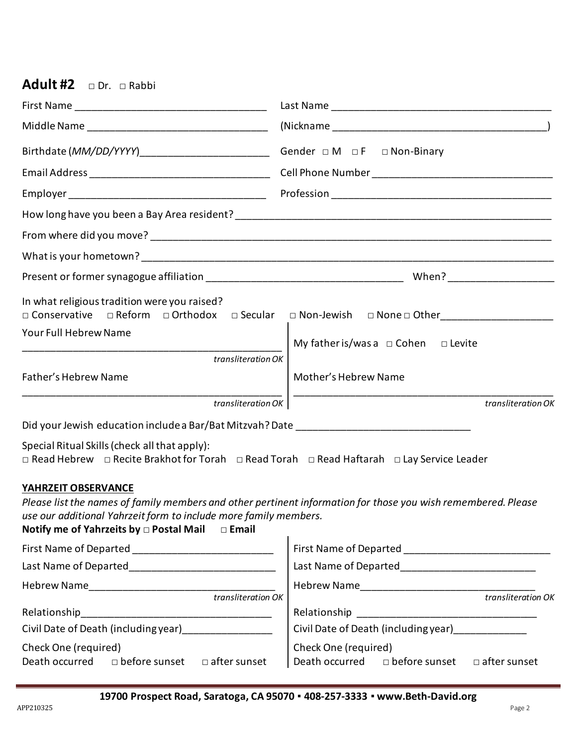## Adult #2 □ Dr. □ Rabbi

First Name ________________________________ Last Name ____________________________________

Middle Name ______________________________ (Nickname ____________________________________)

Birthdate (*MM/DD/YYYY*)______________________ Gender □ M □ F □ Non-Binary

Email Address ______________________________ Cell Phone Number ______________________________

Employer __________________________________ Profession ____________________________________

How long have you been a Bay Area resident? ______________________________________________________

From where did you move? ______________________________________________________________________

What is your hometown? ________________________________________________________________________

Present or former synagogue affiliation ________________________________ When? _________________

In what religious tradition were you raised?
□ Conservative □ Reform □ Orthodox □ Secular □ Non-Jewish □ None □ Other___________________

Your Full Hebrew Name
____________________________________________ *transliteration OK*

My father is/was a □ Cohen □ Levite

Father's Hebrew Name
____________________________________________ *transliteration OK*

Mother's Hebrew Name
____________________________________________ *transliteration OK*

Did your Jewish education include a Bar/Bat Mitzvah? Date ____________________________

Special Ritual Skills (check all that apply):
□ Read Hebrew □ Recite Brakhot for Torah □ Read Torah □ Read Haftarah □ Lay Service Leader

**YAHRZEIT OBSERVANCE**

*Please list the names of family members and other pertinent information for those you wish remembered. Please use our additional Yahrzeit form to include more family members.*

**Notify me of Yahrzeits by □ Postal Mail □ Email**

First Name of Departed ________________________

Last Name of Departed_________________________

Hebrew Name________________________________ *transliteration OK*

Relationship_________________________________

Civil Date of Death (including year)_______________

Check One (required)
Death occurred □ before sunset □ after sunset

First Name of Departed ________________________

Last Name of Departed_________________________

Hebrew Name________________________________ *transliteration OK*

Relationship _________________________________

Civil Date of Death (including year)_____________

Check One (required)
Death occurred □ before sunset □ after sunset

**19700 Prospect Road, Saratoga, CA 95070 ▪ 408-257-3333 ▪ www.Beth-David.org**

APP210325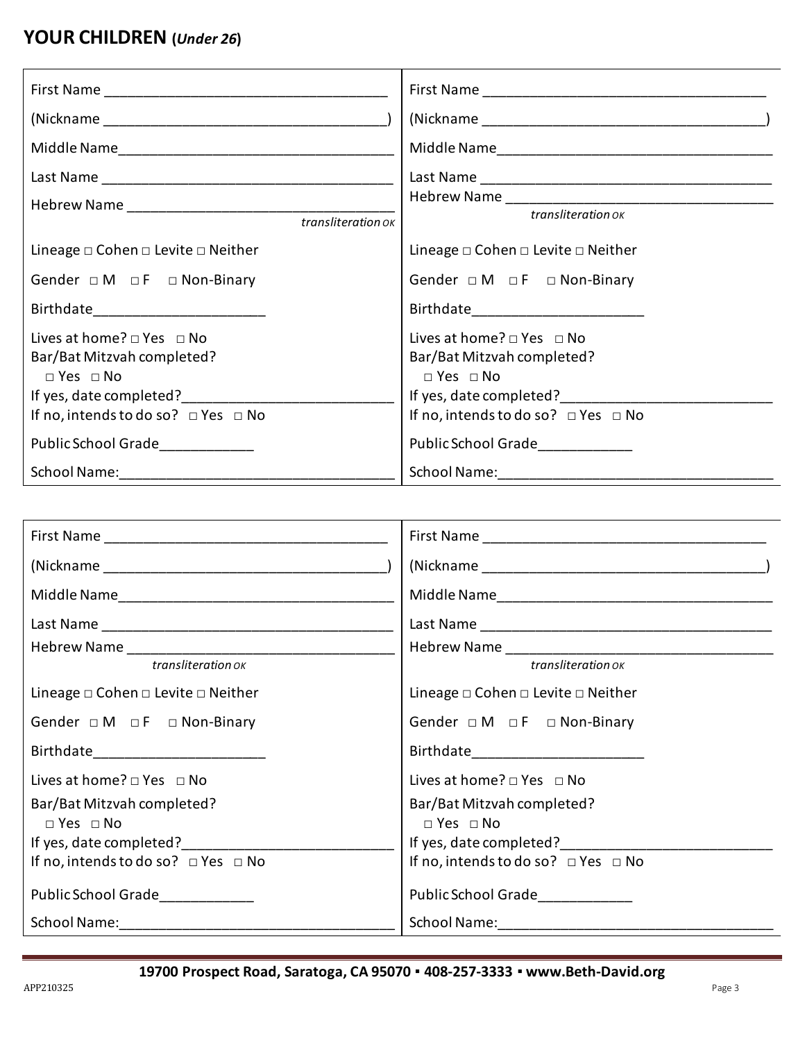## YOUR CHILDREN (*Under 26*)

| | |
|---|---|
| First Name ___________________________________ | First Name ___________________________________ |
| (Nickname ___________________________________) | (Nickname ___________________________________) |
| Middle Name___________________________________ | Middle Name___________________________________ |
| Last Name ___________________________________ | Last Name ___________________________________ |
| Hebrew Name _________________________________ *transliteration OK* | Hebrew Name _________________________________ *transliteration OK* |
| Lineage □ Cohen □ Levite □ Neither | Lineage □ Cohen □ Levite □ Neither |
| Gender □ M □ F □ Non-Binary | Gender □ M □ F □ Non-Binary |
| Birthdate______________________ | Birthdate______________________ |
| Lives at home? □ Yes □ No | Lives at home? □ Yes □ No |
| Bar/Bat Mitzvah completed? □ Yes □ No | Bar/Bat Mitzvah completed? □ Yes □ No |
| If yes, date completed?__________________________ | If yes, date completed?__________________________ |
| If no, intends to do so? □ Yes □ No | If no, intends to do so? □ Yes □ No |
| Public School Grade____________ | Public School Grade____________ |
| School Name:_________________________________ | School Name:_________________________________ |

| | |
|---|---|
| First Name ___________________________________ | First Name ___________________________________ |
| (Nickname ___________________________________) | (Nickname ___________________________________) |
| Middle Name___________________________________ | Middle Name___________________________________ |
| Last Name ___________________________________ | Last Name ___________________________________ |
| Hebrew Name _________________________________ *transliteration OK* | Hebrew Name _________________________________ *transliteration OK* |
| Lineage □ Cohen □ Levite □ Neither | Lineage □ Cohen □ Levite □ Neither |
| Gender □ M □ F □ Non-Binary | Gender □ M □ F □ Non-Binary |
| Birthdate______________________ | Birthdate______________________ |
| Lives at home? □ Yes □ No | Lives at home? □ Yes □ No |
| Bar/Bat Mitzvah completed? □ Yes □ No | Bar/Bat Mitzvah completed? □ Yes □ No |
| If yes, date completed?__________________________ | If yes, date completed?__________________________ |
| If no, intends to do so? □ Yes □ No | If no, intends to do so? □ Yes □ No |
| Public School Grade____________ | Public School Grade____________ |
| School Name:_________________________________ | School Name:_________________________________ |

**19700 Prospect Road, Saratoga, CA 95070 ▪ 408-257-3333 ▪ www.Beth-David.org**

APP210325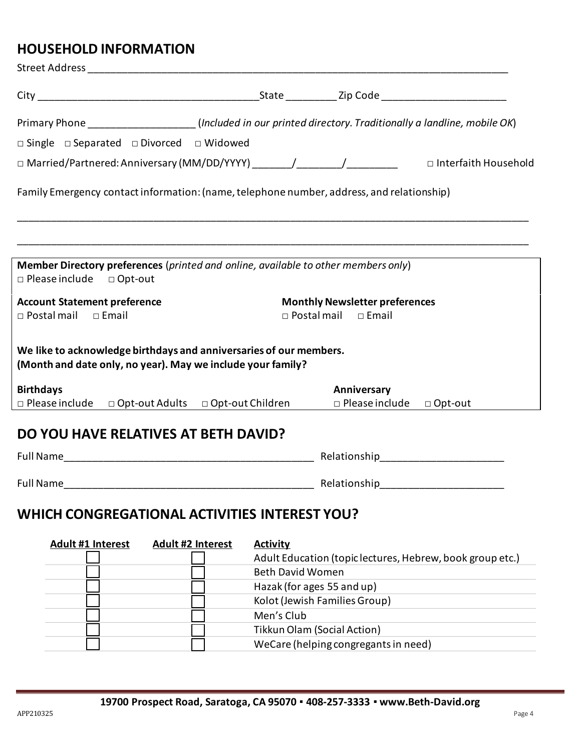## HOUSEHOLD INFORMATION

Street Address ___________________________________________________________________________

City ________________________________________ State _________ Zip Code ______________________

Primary Phone ___________________ (*Included in our printed directory. Traditionally a landline, mobile OK*)

□ Single □ Separated □ Divorced □ Widowed

□ Married/Partnered: Anniversary (MM/DD/YYYY) _______/________/_________ □ Interfaith Household

Family Emergency contact information: (name, telephone number, address, and relationship)

___________________________________________________________________________________________

___________________________________________________________________________________________

**Member Directory preferences** (*printed and online, available to other members only*)
□ Please include □ Opt-out

**Account Statement preference**
□ Postal mail □ Email

**Monthly Newsletter preferences**
□ Postal mail □ Email

**We like to acknowledge birthdays and anniversaries of our members.**
**(Month and date only, no year). May we include your family?**

**Birthdays**
□ Please include □ Opt-out Adults □ Opt-out Children

**Anniversary**
□ Please include □ Opt-out

## DO YOU HAVE RELATIVES AT BETH DAVID?

Full Name____________________________________________ Relationship_____________________

Full Name____________________________________________ Relationship_____________________

## WHICH CONGREGATIONAL ACTIVITIES INTEREST YOU?

| Adult #1 Interest | Adult #2 Interest | Activity |
|---|---|---|
| ☐ | ☐ | Adult Education (topic lectures, Hebrew, book group etc.) |
| ☐ | ☐ | Beth David Women |
| ☐ | ☐ | Hazak (for ages 55 and up) |
| ☐ | ☐ | Kolot (Jewish Families Group) |
| ☐ | ☐ | Men's Club |
| ☐ | ☐ | Tikkun Olam (Social Action) |
| ☐ | ☐ | WeCare (helping congregants in need) |

**19700 Prospect Road, Saratoga, CA 95070 ▪ 408-257-3333 ▪ www.Beth-David.org**

APP210325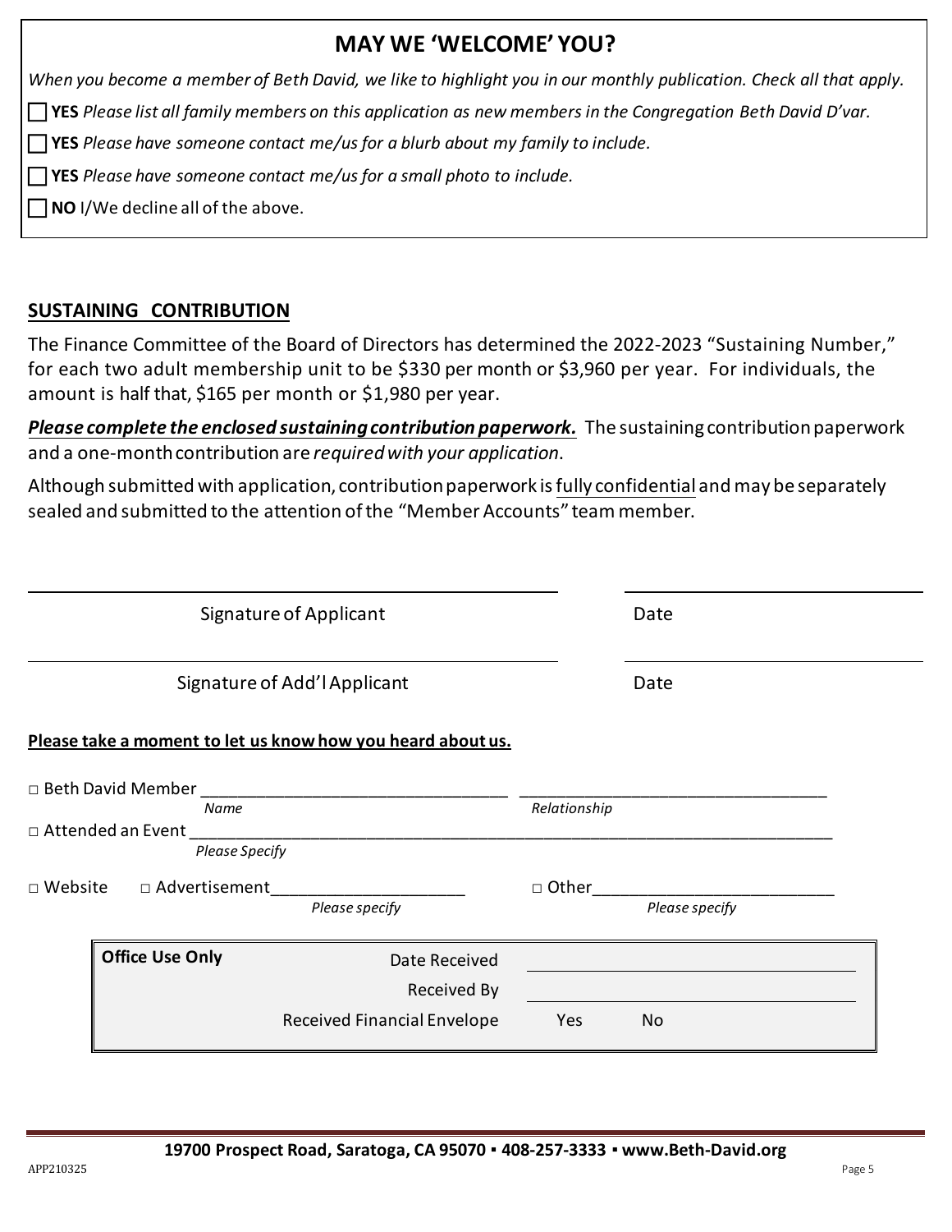## MAY WE 'WELCOME' YOU?

*When you become a member of Beth David, we like to highlight you in our monthly publication. Check all that apply.*

☐ **YES** *Please list all family members on this application as new members in the Congregation Beth David D'var.*

☐ **YES** *Please have someone contact me/us for a blurb about my family to include.*

☐ **YES** *Please have someone contact me/us for a small photo to include.*

☐ **NO** I/We decline all of the above.

## SUSTAINING CONTRIBUTION

The Finance Committee of the Board of Directors has determined the 2022-2023 "Sustaining Number," for each two adult membership unit to be $330 per month or $3,960 per year. For individuals, the amount is half that, $165 per month or $1,980 per year.

***Please complete the enclosed sustaining contribution paperwork.*** The sustaining contribution paperwork and a one-month contribution are *required with your application*.

Although submitted with application, contribution paperwork is fully confidential and may be separately sealed and submitted to the attention of the "Member Accounts" team member.

______________________________ ______________

Signature of Applicant Date

______________________________ ______________

Signature of Add'l Applicant Date

**Please take a moment to let us know how you heard about us.**

□ Beth David Member ______________________ ______________________
*Name* *Relationship*

□ Attended an Event ______________________________________________
*Please Specify*

□ Website □ Advertisement______________________ □ Other______________________
*Please specify* *Please specify*

| | | |
|---|---|---|
| **Office Use Only** | Date Received | |
| | Received By | |
| | Received Financial Envelope | Yes No |

**19700 Prospect Road, Saratoga, CA 95070 ▪ 408-257-3333 ▪ www.Beth-David.org**

APP210325